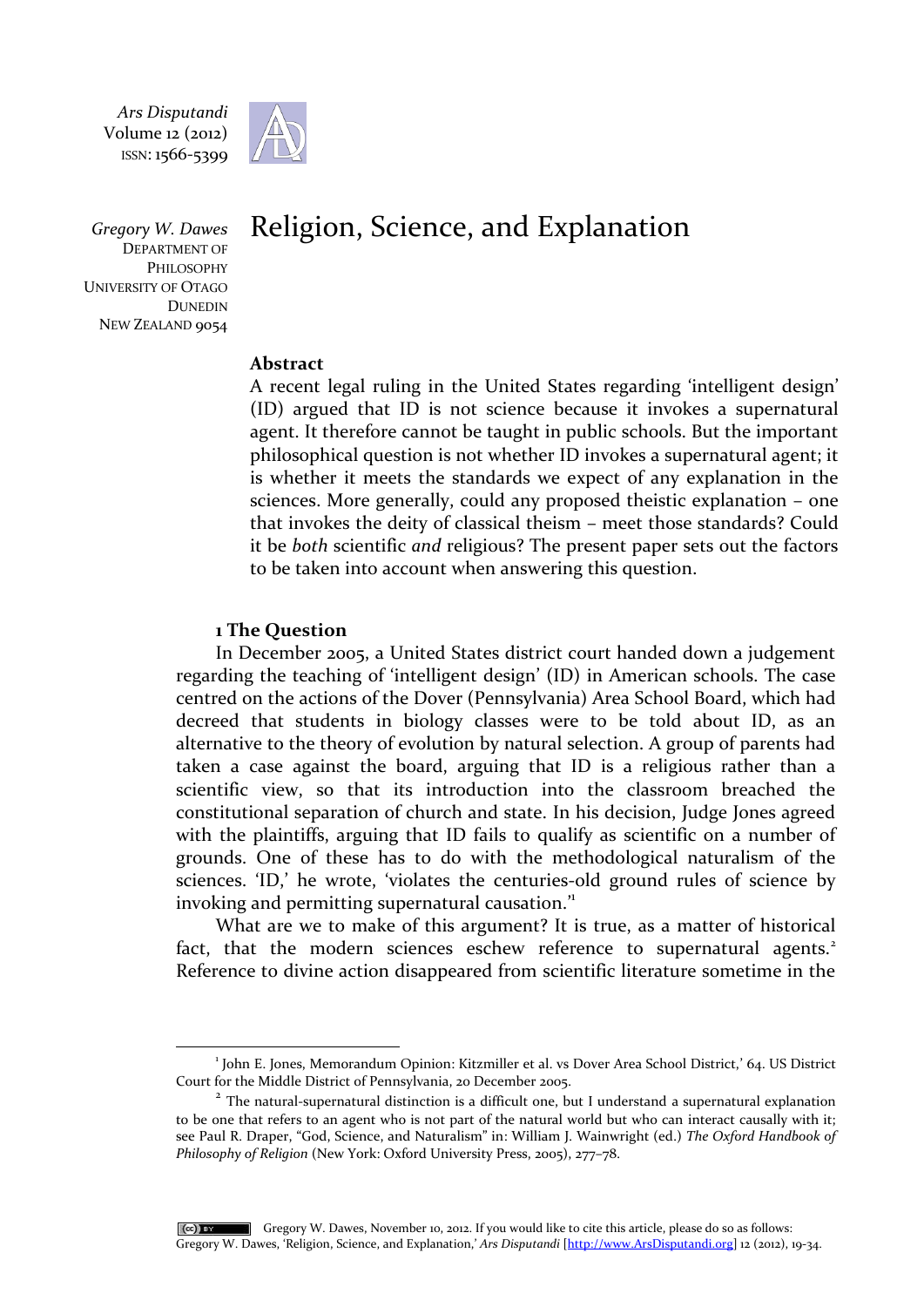*Ars Disputandi*
Volume 12 (2012)
ISSN: 1566-5399

*Gregory W. Dawes*
DEPARTMENT OF PHILOSOPHY
UNIVERSITY OF OTAGO
DUNEDIN
NEW ZEALAND 9054

# Religion, Science, and Explanation

**Abstract**

A recent legal ruling in the United States regarding 'intelligent design' (ID) argued that ID is not science because it invokes a supernatural agent. It therefore cannot be taught in public schools. But the important philosophical question is not whether ID invokes a supernatural agent; it is whether it meets the standards we expect of any explanation in the sciences. More generally, could any proposed theistic explanation – one that invokes the deity of classical theism – meet those standards? Could it be *both* scientific *and* religious? The present paper sets out the factors to be taken into account when answering this question.

## 1 The Question

In December 2005, a United States district court handed down a judgement regarding the teaching of 'intelligent design' (ID) in American schools. The case centred on the actions of the Dover (Pennsylvania) Area School Board, which had decreed that students in biology classes were to be told about ID, as an alternative to the theory of evolution by natural selection. A group of parents had taken a case against the board, arguing that ID is a religious rather than a scientific view, so that its introduction into the classroom breached the constitutional separation of church and state. In his decision, Judge Jones agreed with the plaintiffs, arguing that ID fails to qualify as scientific on a number of grounds. One of these has to do with the methodological naturalism of the sciences. 'ID,' he wrote, 'violates the centuries-old ground rules of science by invoking and permitting supernatural causation.'[1]

What are we to make of this argument? It is true, as a matter of historical fact, that the modern sciences eschew reference to supernatural agents.[2] Reference to divine action disappeared from scientific literature sometime in the

[1] John E. Jones, Memorandum Opinion: Kitzmiller et al. vs Dover Area School District,' 64. US District Court for the Middle District of Pennsylvania, 20 December 2005.

[2] The natural-supernatural distinction is a difficult one, but I understand a supernatural explanation to be one that refers to an agent who is not part of the natural world but who can interact causally with it; see Paul R. Draper, "God, Science, and Naturalism" in: William J. Wainwright (ed.) *The Oxford Handbook of Philosophy of Religion* (New York: Oxford University Press, 2005), 277–78.

Gregory W. Dawes, November 10, 2012. If you would like to cite this article, please do so as follows: Gregory W. Dawes, 'Religion, Science, and Explanation,' *Ars Disputandi* [http://www.ArsDisputandi.org] 12 (2012), 19-34.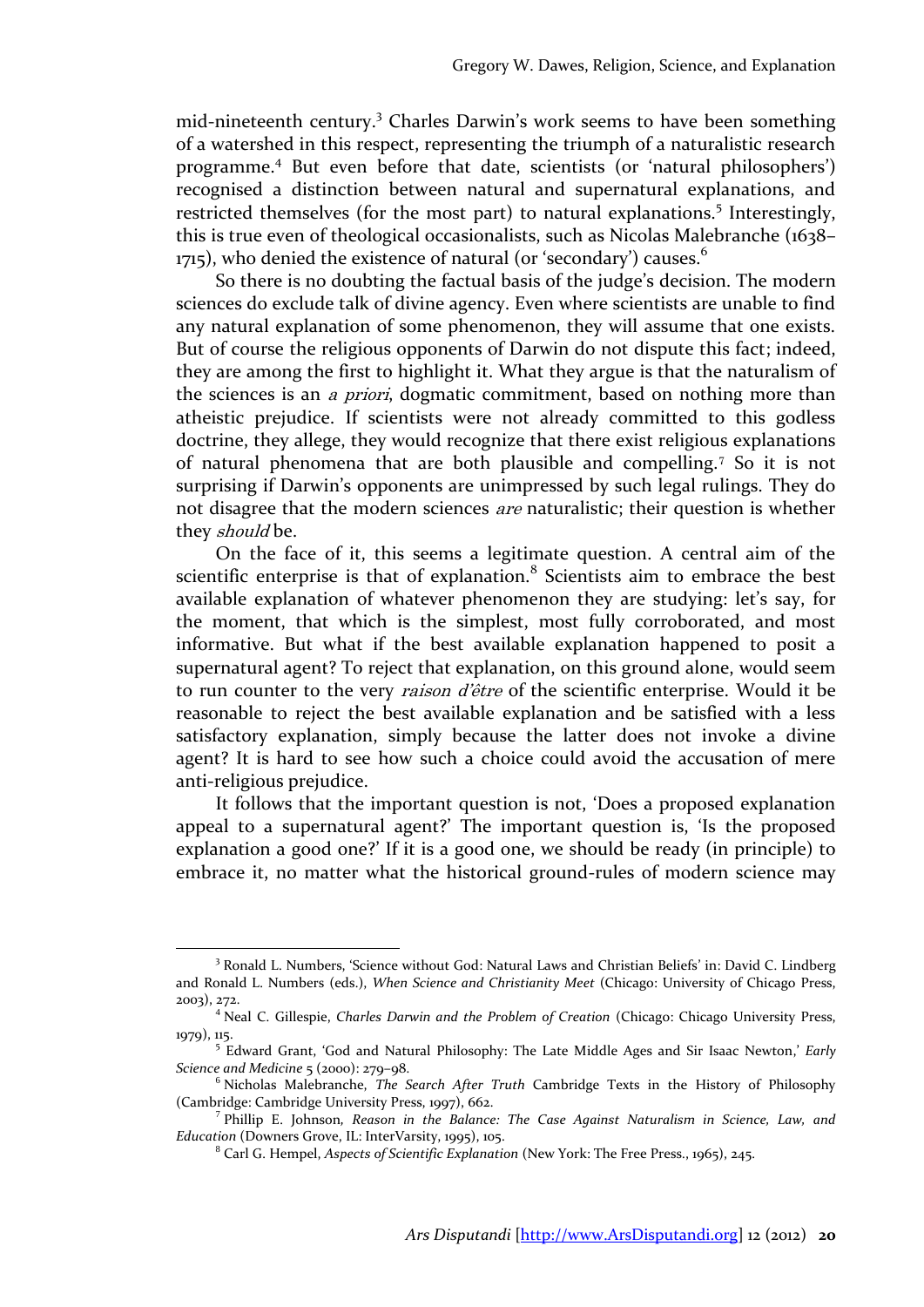mid-nineteenth century.[3] Charles Darwin's work seems to have been something of a watershed in this respect, representing the triumph of a naturalistic research programme.[4] But even before that date, scientists (or 'natural philosophers') recognised a distinction between natural and supernatural explanations, and restricted themselves (for the most part) to natural explanations.[5] Interestingly, this is true even of theological occasionalists, such as Nicolas Malebranche (1638–1715), who denied the existence of natural (or 'secondary') causes.[6]

So there is no doubting the factual basis of the judge's decision. The modern sciences do exclude talk of divine agency. Even where scientists are unable to find any natural explanation of some phenomenon, they will assume that one exists. But of course the religious opponents of Darwin do not dispute this fact; indeed, they are among the first to highlight it. What they argue is that the naturalism of the sciences is an *a priori*, dogmatic commitment, based on nothing more than atheistic prejudice. If scientists were not already committed to this godless doctrine, they allege, they would recognize that there exist religious explanations of natural phenomena that are both plausible and compelling.[7] So it is not surprising if Darwin's opponents are unimpressed by such legal rulings. They do not disagree that the modern sciences *are* naturalistic; their question is whether they *should* be.

On the face of it, this seems a legitimate question. A central aim of the scientific enterprise is that of explanation.[8] Scientists aim to embrace the best available explanation of whatever phenomenon they are studying: let's say, for the moment, that which is the simplest, most fully corroborated, and most informative. But what if the best available explanation happened to posit a supernatural agent? To reject that explanation, on this ground alone, would seem to run counter to the very *raison d'être* of the scientific enterprise. Would it be reasonable to reject the best available explanation and be satisfied with a less satisfactory explanation, simply because the latter does not invoke a divine agent? It is hard to see how such a choice could avoid the accusation of mere anti-religious prejudice.

It follows that the important question is not, 'Does a proposed explanation appeal to a supernatural agent?' The important question is, 'Is the proposed explanation a good one?' If it is a good one, we should be ready (in principle) to embrace it, no matter what the historical ground-rules of modern science may

---

[3] Ronald L. Numbers, 'Science without God: Natural Laws and Christian Beliefs' in: David C. Lindberg and Ronald L. Numbers (eds.), *When Science and Christianity Meet* (Chicago: University of Chicago Press, 2003), 272.

[4] Neal C. Gillespie, *Charles Darwin and the Problem of Creation* (Chicago: Chicago University Press, 1979), 115.

[5] Edward Grant, 'God and Natural Philosophy: The Late Middle Ages and Sir Isaac Newton,' *Early Science and Medicine* 5 (2000): 279–98.

[6] Nicholas Malebranche, *The Search After Truth* Cambridge Texts in the History of Philosophy (Cambridge: Cambridge University Press, 1997), 662.

[7] Phillip E. Johnson, *Reason in the Balance: The Case Against Naturalism in Science, Law, and Education* (Downers Grove, IL: InterVarsity, 1995), 105.

[8] Carl G. Hempel, *Aspects of Scientific Explanation* (New York: The Free Press., 1965), 245.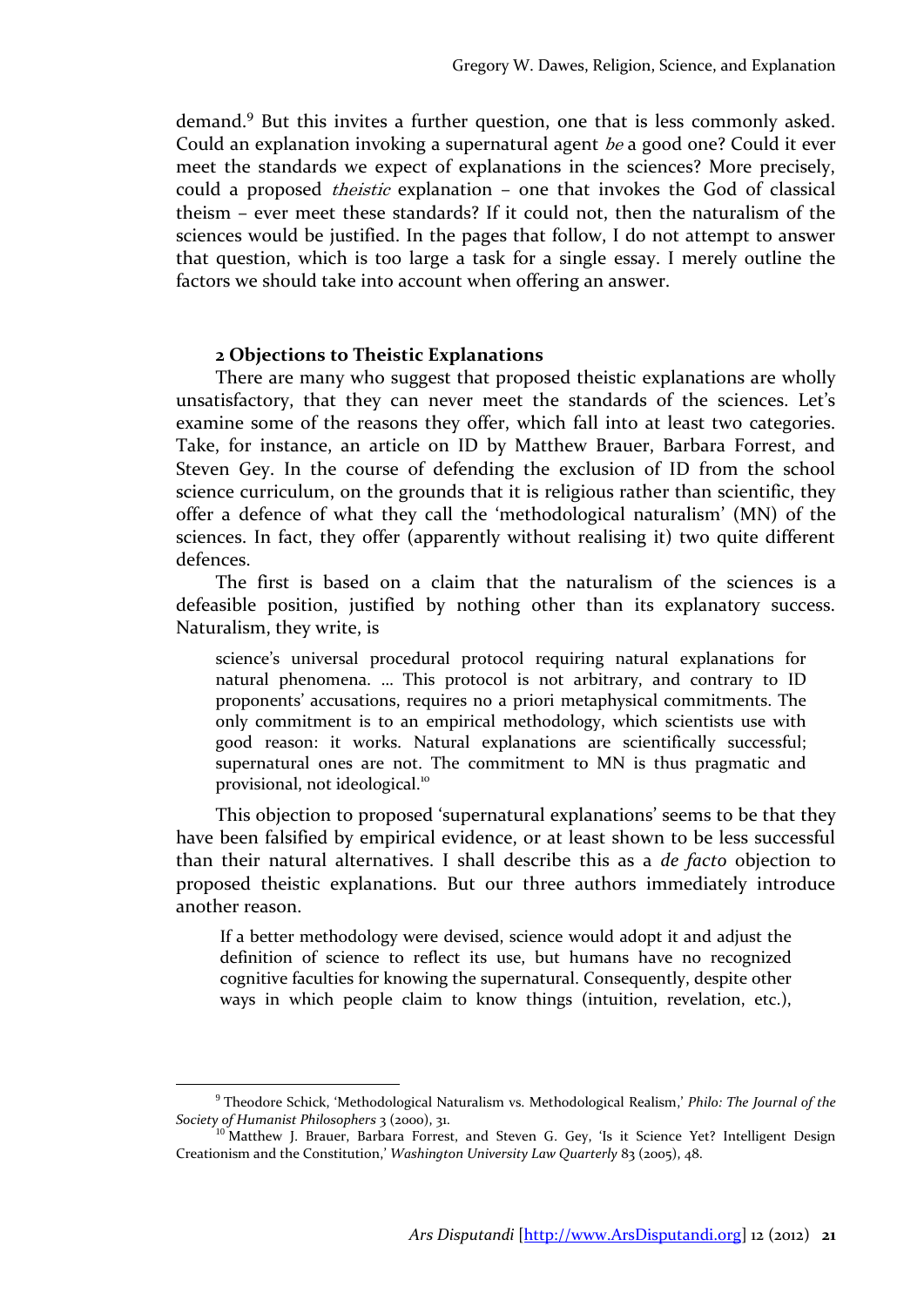demand.[9] But this invites a further question, one that is less commonly asked. Could an explanation invoking a supernatural agent *be* a good one? Could it ever meet the standards we expect of explanations in the sciences? More precisely, could a proposed *theistic* explanation – one that invokes the God of classical theism – ever meet these standards? If it could not, then the naturalism of the sciences would be justified. In the pages that follow, I do not attempt to answer that question, which is too large a task for a single essay. I merely outline the factors we should take into account when offering an answer.

## 2 Objections to Theistic Explanations

There are many who suggest that proposed theistic explanations are wholly unsatisfactory, that they can never meet the standards of the sciences. Let's examine some of the reasons they offer, which fall into at least two categories. Take, for instance, an article on ID by Matthew Brauer, Barbara Forrest, and Steven Gey. In the course of defending the exclusion of ID from the school science curriculum, on the grounds that it is religious rather than scientific, they offer a defence of what they call the 'methodological naturalism' (MN) of the sciences. In fact, they offer (apparently without realising it) two quite different defences.

The first is based on a claim that the naturalism of the sciences is a defeasible position, justified by nothing other than its explanatory success. Naturalism, they write, is

> science's universal procedural protocol requiring natural explanations for natural phenomena. … This protocol is not arbitrary, and contrary to ID proponents' accusations, requires no a priori metaphysical commitments. The only commitment is to an empirical methodology, which scientists use with good reason: it works. Natural explanations are scientifically successful; supernatural ones are not. The commitment to MN is thus pragmatic and provisional, not ideological.[10]

This objection to proposed 'supernatural explanations' seems to be that they have been falsified by empirical evidence, or at least shown to be less successful than their natural alternatives. I shall describe this as a *de facto* objection to proposed theistic explanations. But our three authors immediately introduce another reason.

> If a better methodology were devised, science would adopt it and adjust the definition of science to reflect its use, but humans have no recognized cognitive faculties for knowing the supernatural. Consequently, despite other ways in which people claim to know things (intuition, revelation, etc.),

---

[9] Theodore Schick, 'Methodological Naturalism vs. Methodological Realism,' *Philo: The Journal of the Society of Humanist Philosophers* 3 (2000), 31.

[10] Matthew J. Brauer, Barbara Forrest, and Steven G. Gey, 'Is it Science Yet? Intelligent Design Creationism and the Constitution,' *Washington University Law Quarterly* 83 (2005), 48.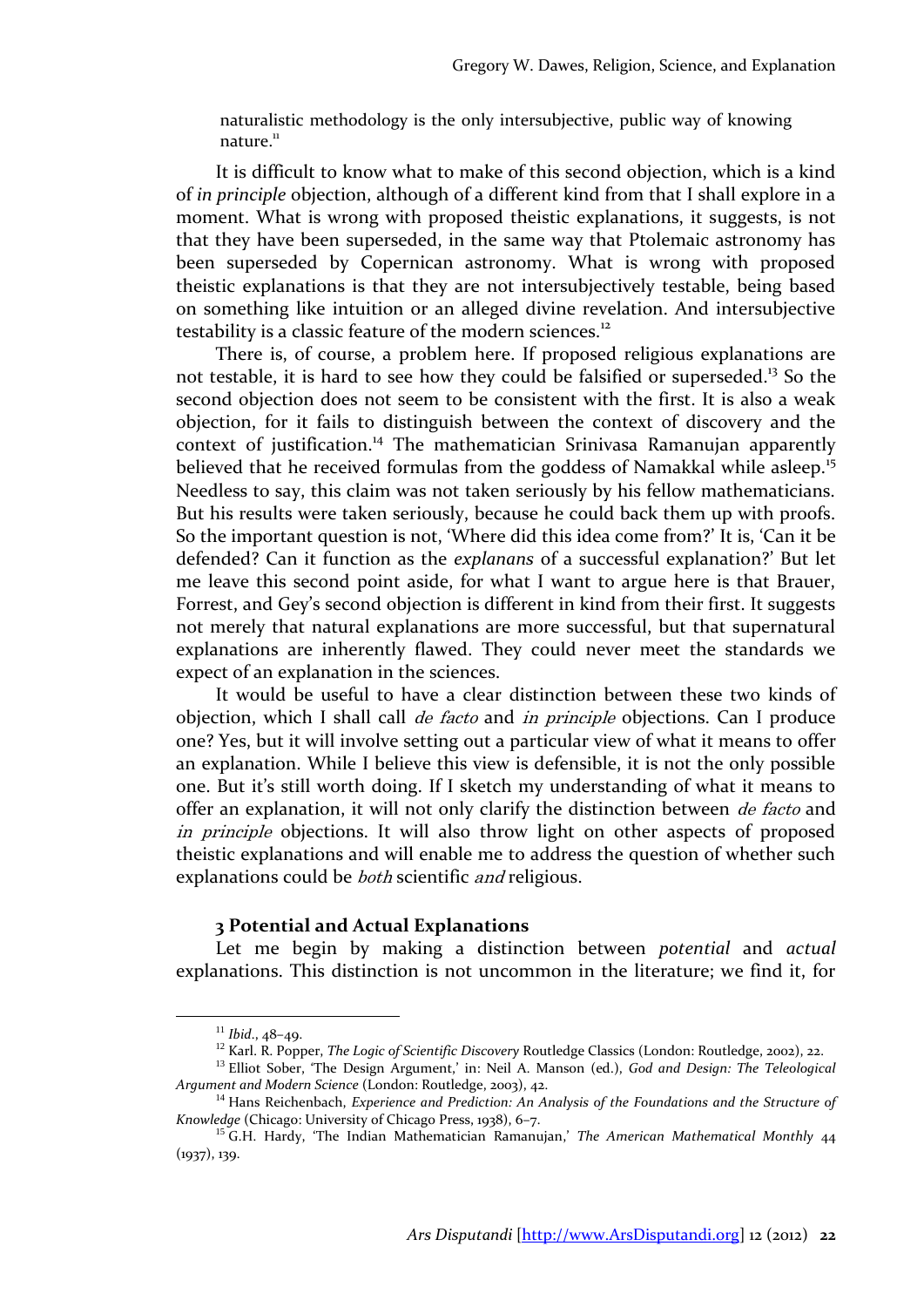naturalistic methodology is the only intersubjective, public way of knowing nature.[11]

It is difficult to know what to make of this second objection, which is a kind of *in principle* objection, although of a different kind from that I shall explore in a moment. What is wrong with proposed theistic explanations, it suggests, is not that they have been superseded, in the same way that Ptolemaic astronomy has been superseded by Copernican astronomy. What is wrong with proposed theistic explanations is that they are not intersubjectively testable, being based on something like intuition or an alleged divine revelation. And intersubjective testability is a classic feature of the modern sciences.[12]

There is, of course, a problem here. If proposed religious explanations are not testable, it is hard to see how they could be falsified or superseded.[13] So the second objection does not seem to be consistent with the first. It is also a weak objection, for it fails to distinguish between the context of discovery and the context of justification.[14] The mathematician Srinivasa Ramanujan apparently believed that he received formulas from the goddess of Namakkal while asleep.[15] Needless to say, this claim was not taken seriously by his fellow mathematicians. But his results were taken seriously, because he could back them up with proofs. So the important question is not, 'Where did this idea come from?' It is, 'Can it be defended? Can it function as the *explanans* of a successful explanation?' But let me leave this second point aside, for what I want to argue here is that Brauer, Forrest, and Gey's second objection is different in kind from their first. It suggests not merely that natural explanations are more successful, but that supernatural explanations are inherently flawed. They could never meet the standards we expect of an explanation in the sciences.

It would be useful to have a clear distinction between these two kinds of objection, which I shall call *de facto* and *in principle* objections. Can I produce one? Yes, but it will involve setting out a particular view of what it means to offer an explanation. While I believe this view is defensible, it is not the only possible one. But it's still worth doing. If I sketch my understanding of what it means to offer an explanation, it will not only clarify the distinction between *de facto* and *in principle* objections. It will also throw light on other aspects of proposed theistic explanations and will enable me to address the question of whether such explanations could be *both* scientific *and* religious.

### 3 Potential and Actual Explanations

Let me begin by making a distinction between *potential* and *actual* explanations. This distinction is not uncommon in the literature; we find it, for

---

[11] *Ibid*., 48–49.

[12] Karl. R. Popper, *The Logic of Scientific Discovery* Routledge Classics (London: Routledge, 2002), 22.

[13] Elliot Sober, 'The Design Argument,' in: Neil A. Manson (ed.), *God and Design: The Teleological Argument and Modern Science* (London: Routledge, 2003), 42.

[14] Hans Reichenbach, *Experience and Prediction: An Analysis of the Foundations and the Structure of Knowledge* (Chicago: University of Chicago Press, 1938), 6–7.

[15] G.H. Hardy, 'The Indian Mathematician Ramanujan,' *The American Mathematical Monthly* 44 (1937), 139.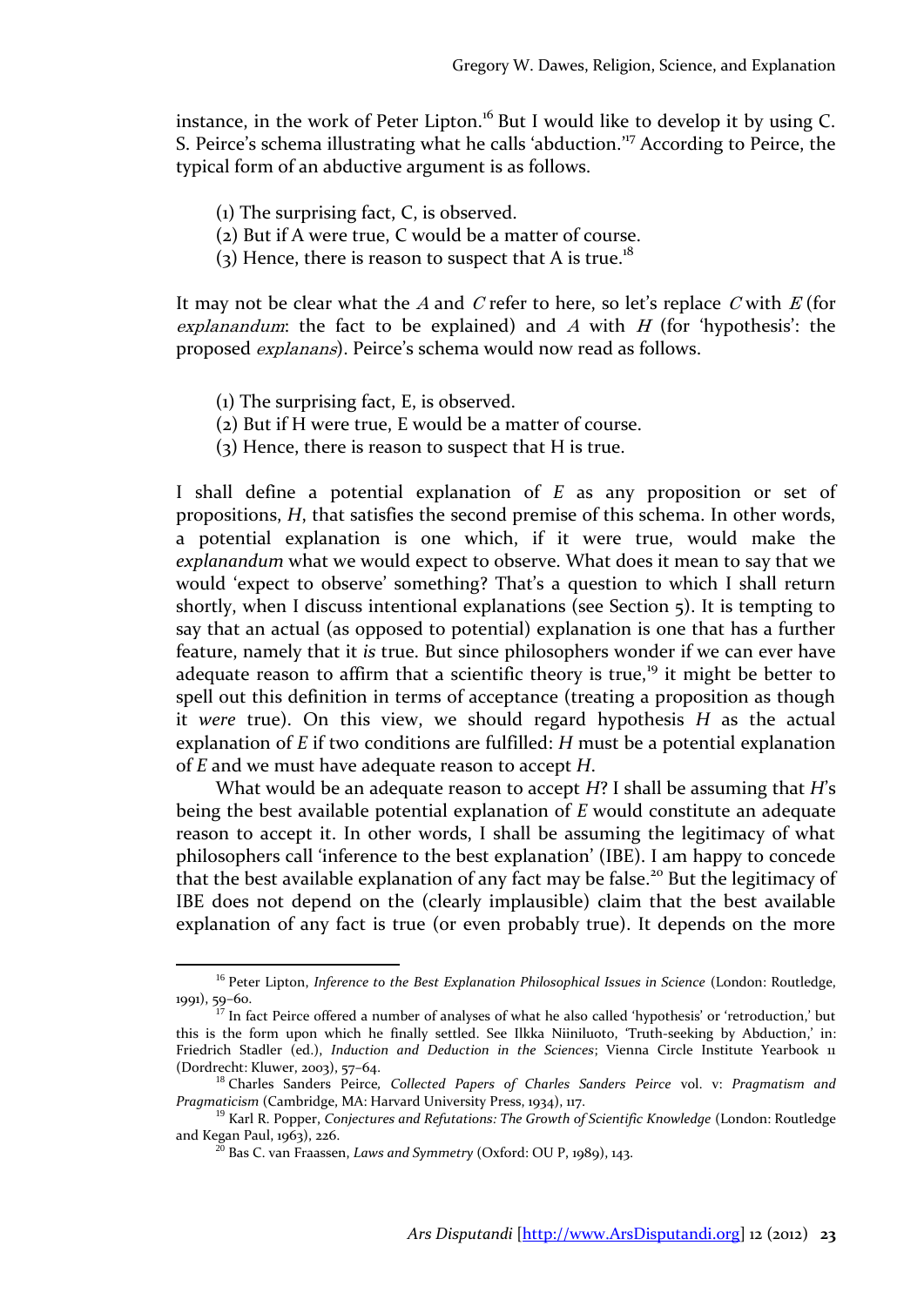instance, in the work of Peter Lipton.[16] But I would like to develop it by using C. S. Peirce's schema illustrating what he calls 'abduction.'[17] According to Peirce, the typical form of an abductive argument is as follows.

(1) The surprising fact, C, is observed.
(2) But if A were true, C would be a matter of course.
(3) Hence, there is reason to suspect that A is true.[18]

It may not be clear what the *A* and *C* refer to here, so let's replace *C* with *E* (for *explanandum*: the fact to be explained) and *A* with *H* (for 'hypothesis': the proposed *explanans*). Peirce's schema would now read as follows.

(1) The surprising fact, E, is observed.
(2) But if H were true, E would be a matter of course.
(3) Hence, there is reason to suspect that H is true.

I shall define a potential explanation of *E* as any proposition or set of propositions, *H*, that satisfies the second premise of this schema. In other words, a potential explanation is one which, if it were true, would make the *explanandum* what we would expect to observe. What does it mean to say that we would 'expect to observe' something? That's a question to which I shall return shortly, when I discuss intentional explanations (see Section 5). It is tempting to say that an actual (as opposed to potential) explanation is one that has a further feature, namely that it *is* true. But since philosophers wonder if we can ever have adequate reason to affirm that a scientific theory is true,[19] it might be better to spell out this definition in terms of acceptance (treating a proposition as though it *were* true). On this view, we should regard hypothesis *H* as the actual explanation of *E* if two conditions are fulfilled: *H* must be a potential explanation of *E* and we must have adequate reason to accept *H*.

What would be an adequate reason to accept *H*? I shall be assuming that *H*'s being the best available potential explanation of *E* would constitute an adequate reason to accept it. In other words, I shall be assuming the legitimacy of what philosophers call 'inference to the best explanation' (IBE). I am happy to concede that the best available explanation of any fact may be false.[20] But the legitimacy of IBE does not depend on the (clearly implausible) claim that the best available explanation of any fact is true (or even probably true). It depends on the more

[16] Peter Lipton, *Inference to the Best Explanation Philosophical Issues in Science* (London: Routledge, 1991), 59–60.

[17] In fact Peirce offered a number of analyses of what he also called 'hypothesis' or 'retroduction,' but this is the form upon which he finally settled. See Ilkka Niiniluoto, 'Truth-seeking by Abduction,' in: Friedrich Stadler (ed.), *Induction and Deduction in the Sciences*; Vienna Circle Institute Yearbook 11 (Dordrecht: Kluwer, 2003), 57–64.

[18] Charles Sanders Peirce, *Collected Papers of Charles Sanders Peirce* vol. v: *Pragmatism and Pragmaticism* (Cambridge, MA: Harvard University Press, 1934), 117.

[19] Karl R. Popper, *Conjectures and Refutations: The Growth of Scientific Knowledge* (London: Routledge and Kegan Paul, 1963), 226.

[20] Bas C. van Fraassen, *Laws and Symmetry* (Oxford: OU P, 1989), 143.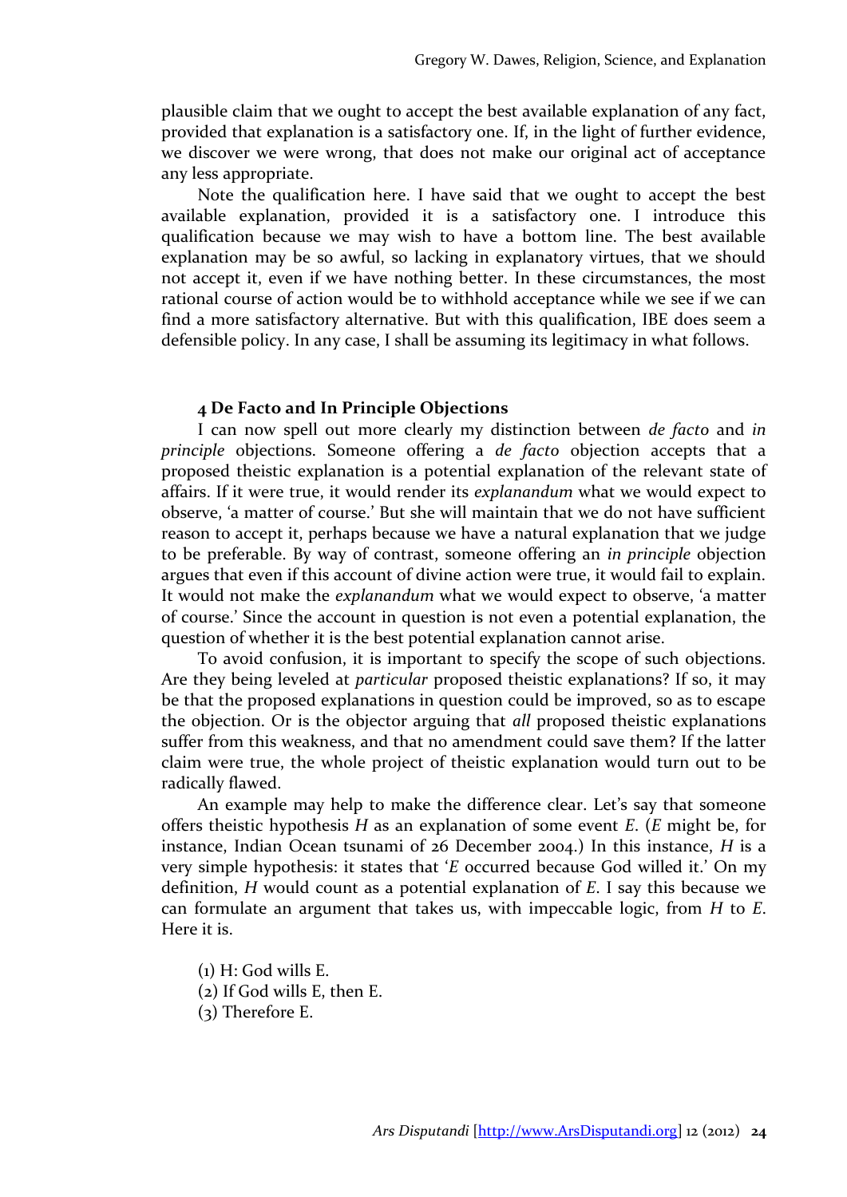plausible claim that we ought to accept the best available explanation of any fact, provided that explanation is a satisfactory one. If, in the light of further evidence, we discover we were wrong, that does not make our original act of acceptance any less appropriate.

Note the qualification here. I have said that we ought to accept the best available explanation, provided it is a satisfactory one. I introduce this qualification because we may wish to have a bottom line. The best available explanation may be so awful, so lacking in explanatory virtues, that we should not accept it, even if we have nothing better. In these circumstances, the most rational course of action would be to withhold acceptance while we see if we can find a more satisfactory alternative. But with this qualification, IBE does seem a defensible policy. In any case, I shall be assuming its legitimacy in what follows.

## 4 De Facto and In Principle Objections

I can now spell out more clearly my distinction between *de facto* and *in principle* objections. Someone offering a *de facto* objection accepts that a proposed theistic explanation is a potential explanation of the relevant state of affairs. If it were true, it would render its *explanandum* what we would expect to observe, 'a matter of course.' But she will maintain that we do not have sufficient reason to accept it, perhaps because we have a natural explanation that we judge to be preferable. By way of contrast, someone offering an *in principle* objection argues that even if this account of divine action were true, it would fail to explain. It would not make the *explanandum* what we would expect to observe, 'a matter of course.' Since the account in question is not even a potential explanation, the question of whether it is the best potential explanation cannot arise.

To avoid confusion, it is important to specify the scope of such objections. Are they being leveled at *particular* proposed theistic explanations? If so, it may be that the proposed explanations in question could be improved, so as to escape the objection. Or is the objector arguing that *all* proposed theistic explanations suffer from this weakness, and that no amendment could save them? If the latter claim were true, the whole project of theistic explanation would turn out to be radically flawed.

An example may help to make the difference clear. Let's say that someone offers theistic hypothesis *H* as an explanation of some event *E*. (*E* might be, for instance, Indian Ocean tsunami of 26 December 2004.) In this instance, *H* is a very simple hypothesis: it states that '*E* occurred because God willed it.' On my definition, *H* would count as a potential explanation of *E*. I say this because we can formulate an argument that takes us, with impeccable logic, from *H* to *E*. Here it is.

(1) H: God wills E.  
(2) If God wills E, then E.  
(3) Therefore E.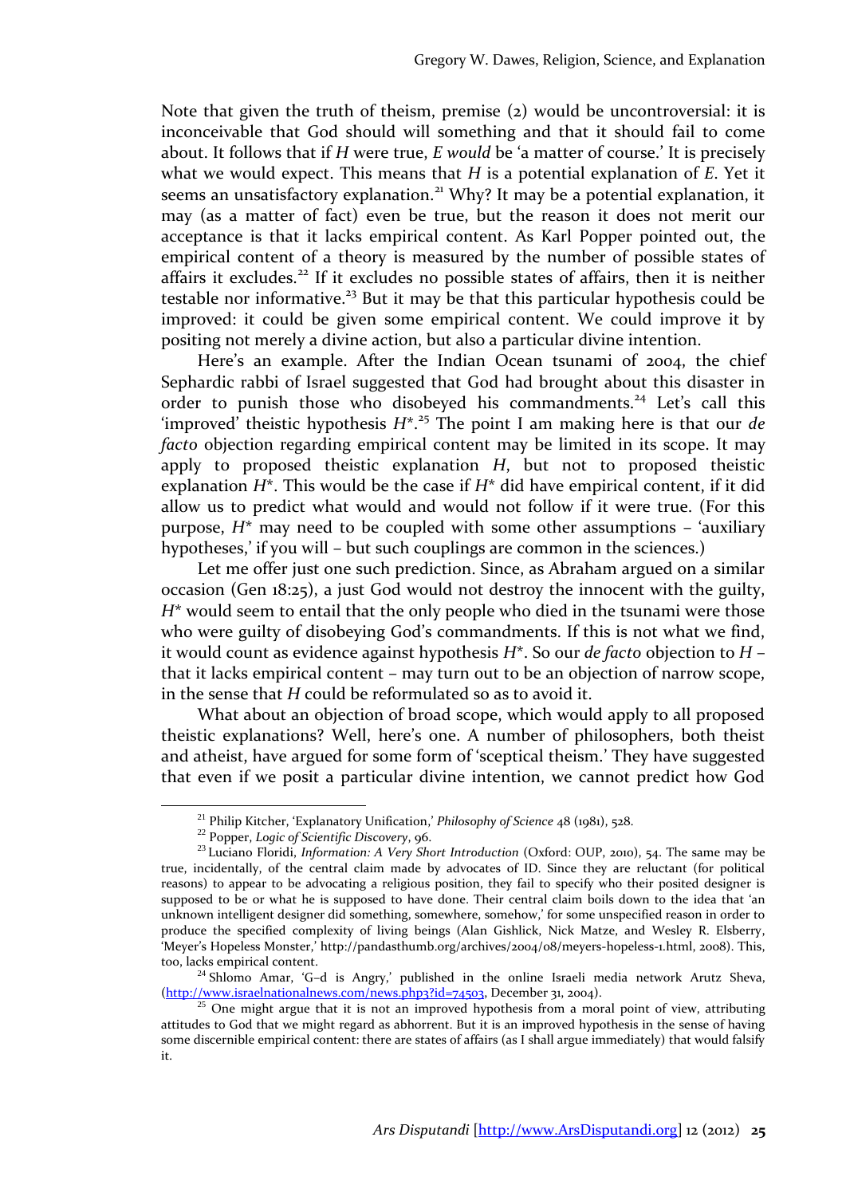Note that given the truth of theism, premise (2) would be uncontroversial: it is inconceivable that God should will something and that it should fail to come about. It follows that if *H* were true, *E would* be 'a matter of course.' It is precisely what we would expect. This means that *H* is a potential explanation of *E*. Yet it seems an unsatisfactory explanation.[21] Why? It may be a potential explanation, it may (as a matter of fact) even be true, but the reason it does not merit our acceptance is that it lacks empirical content. As Karl Popper pointed out, the empirical content of a theory is measured by the number of possible states of affairs it excludes.[22] If it excludes no possible states of affairs, then it is neither testable nor informative.[23] But it may be that this particular hypothesis could be improved: it could be given some empirical content. We could improve it by positing not merely a divine action, but also a particular divine intention.

Here's an example. After the Indian Ocean tsunami of 2004, the chief Sephardic rabbi of Israel suggested that God had brought about this disaster in order to punish those who disobeyed his commandments.[24] Let's call this 'improved' theistic hypothesis *H\**.[25] The point I am making here is that our *de facto* objection regarding empirical content may be limited in its scope. It may apply to proposed theistic explanation *H*, but not to proposed theistic explanation *H\**. This would be the case if *H\** did have empirical content, if it did allow us to predict what would and would not follow if it were true. (For this purpose, *H\** may need to be coupled with some other assumptions – 'auxiliary hypotheses,' if you will – but such couplings are common in the sciences.)

Let me offer just one such prediction. Since, as Abraham argued on a similar occasion (Gen 18:25), a just God would not destroy the innocent with the guilty, *H\** would seem to entail that the only people who died in the tsunami were those who were guilty of disobeying God's commandments. If this is not what we find, it would count as evidence against hypothesis *H\**. So our *de facto* objection to *H* – that it lacks empirical content – may turn out to be an objection of narrow scope, in the sense that *H* could be reformulated so as to avoid it.

What about an objection of broad scope, which would apply to all proposed theistic explanations? Well, here's one. A number of philosophers, both theist and atheist, have argued for some form of 'sceptical theism.' They have suggested that even if we posit a particular divine intention, we cannot predict how God

---

[21] Philip Kitcher, 'Explanatory Unification,' *Philosophy of Science* 48 (1981), 528.

[22] Popper, *Logic of Scientific Discovery*, 96.

[23] Luciano Floridi, *Information: A Very Short Introduction* (Oxford: OUP, 2010), 54. The same may be true, incidentally, of the central claim made by advocates of ID. Since they are reluctant (for political reasons) to appear to be advocating a religious position, they fail to specify who their posited designer is supposed to be or what he is supposed to have done. Their central claim boils down to the idea that 'an unknown intelligent designer did something, somewhere, somehow,' for some unspecified reason in order to produce the specified complexity of living beings (Alan Gishlick, Nick Matze, and Wesley R. Elsberry, 'Meyer's Hopeless Monster,' http://pandasthumb.org/archives/2004/08/meyers-hopeless-1.html, 2008). This, too, lacks empirical content.

[24] Shlomo Amar, 'G–d is Angry,' published in the online Israeli media network Arutz Sheva, (http://www.israelnationalnews.com/news.php3?id=74503, December 31, 2004).

[25] One might argue that it is not an improved hypothesis from a moral point of view, attributing attitudes to God that we might regard as abhorrent. But it is an improved hypothesis in the sense of having some discernible empirical content: there are states of affairs (as I shall argue immediately) that would falsify it.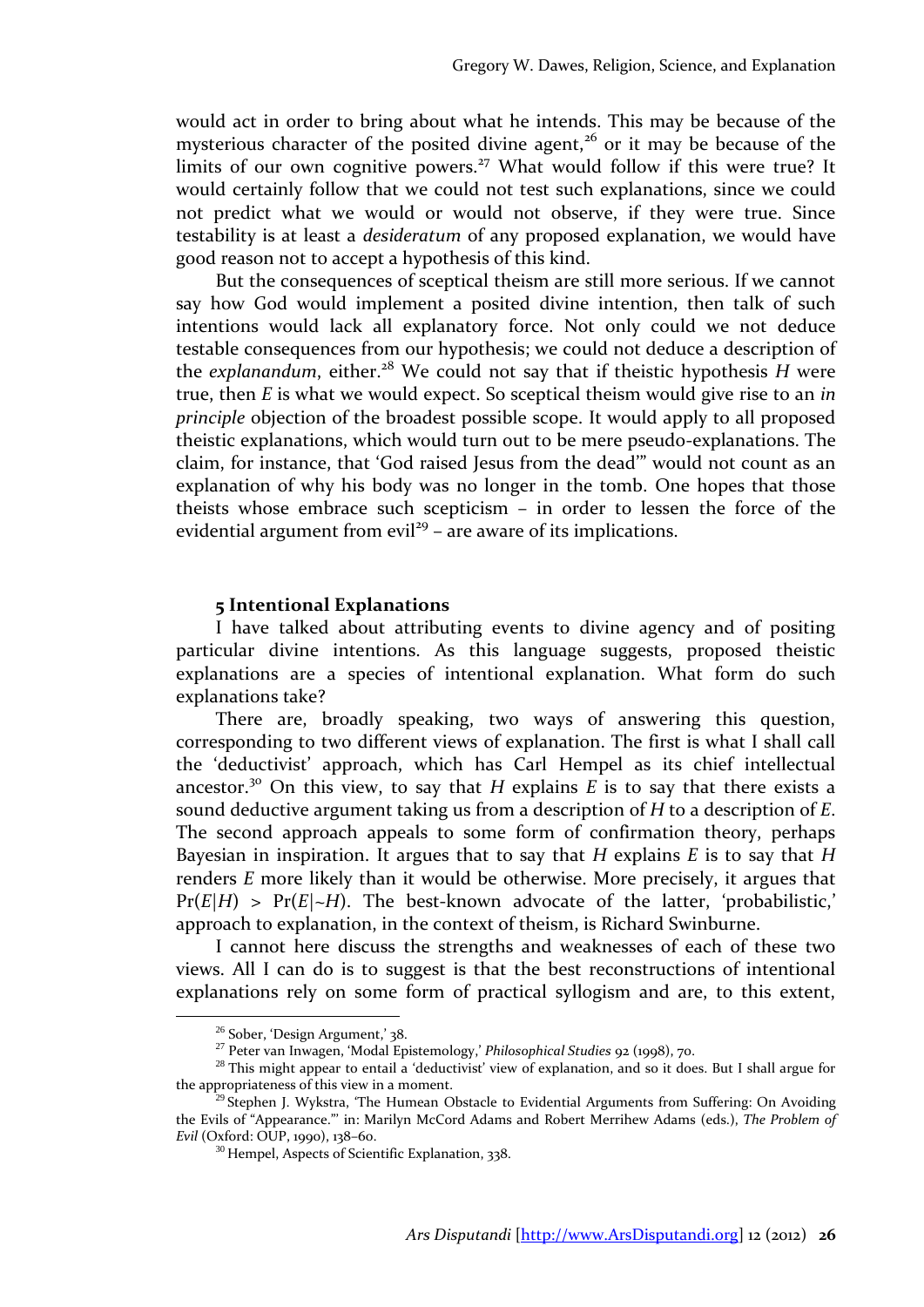would act in order to bring about what he intends. This may be because of the mysterious character of the posited divine agent,[26] or it may be because of the limits of our own cognitive powers.[27] What would follow if this were true? It would certainly follow that we could not test such explanations, since we could not predict what we would or would not observe, if they were true. Since testability is at least a *desideratum* of any proposed explanation, we would have good reason not to accept a hypothesis of this kind.

But the consequences of sceptical theism are still more serious. If we cannot say how God would implement a posited divine intention, then talk of such intentions would lack all explanatory force. Not only could we not deduce testable consequences from our hypothesis; we could not deduce a description of the *explanandum*, either.[28] We could not say that if theistic hypothesis *H* were true, then *E* is what we would expect. So sceptical theism would give rise to an *in principle* objection of the broadest possible scope. It would apply to all proposed theistic explanations, which would turn out to be mere pseudo-explanations. The claim, for instance, that 'God raised Jesus from the dead'" would not count as an explanation of why his body was no longer in the tomb. One hopes that those theists whose embrace such scepticism – in order to lessen the force of the evidential argument from evil[29] – are aware of its implications.

### 5 Intentional Explanations

I have talked about attributing events to divine agency and of positing particular divine intentions. As this language suggests, proposed theistic explanations are a species of intentional explanation. What form do such explanations take?

There are, broadly speaking, two ways of answering this question, corresponding to two different views of explanation. The first is what I shall call the 'deductivist' approach, which has Carl Hempel as its chief intellectual ancestor.[30] On this view, to say that *H* explains *E* is to say that there exists a sound deductive argument taking us from a description of *H* to a description of *E*. The second approach appeals to some form of confirmation theory, perhaps Bayesian in inspiration. It argues that to say that *H* explains *E* is to say that *H* renders *E* more likely than it would be otherwise. More precisely, it argues that $\Pr(E|H) > \Pr(E|{\sim}H)$. The best-known advocate of the latter, 'probabilistic,' approach to explanation, in the context of theism, is Richard Swinburne.

I cannot here discuss the strengths and weaknesses of each of these two views. All I can do is to suggest is that the best reconstructions of intentional explanations rely on some form of practical syllogism and are, to this extent,

---

[26] Sober, 'Design Argument,' 38.

[27] Peter van Inwagen, 'Modal Epistemology,' *Philosophical Studies* 92 (1998), 70.

[28] This might appear to entail a 'deductivist' view of explanation, and so it does. But I shall argue for the appropriateness of this view in a moment.

[29] Stephen J. Wykstra, 'The Humean Obstacle to Evidential Arguments from Suffering: On Avoiding the Evils of "Appearance."' in: Marilyn McCord Adams and Robert Merrihew Adams (eds.), *The Problem of Evil* (Oxford: OUP, 1990), 138–60.

[30] Hempel, Aspects of Scientific Explanation, 338.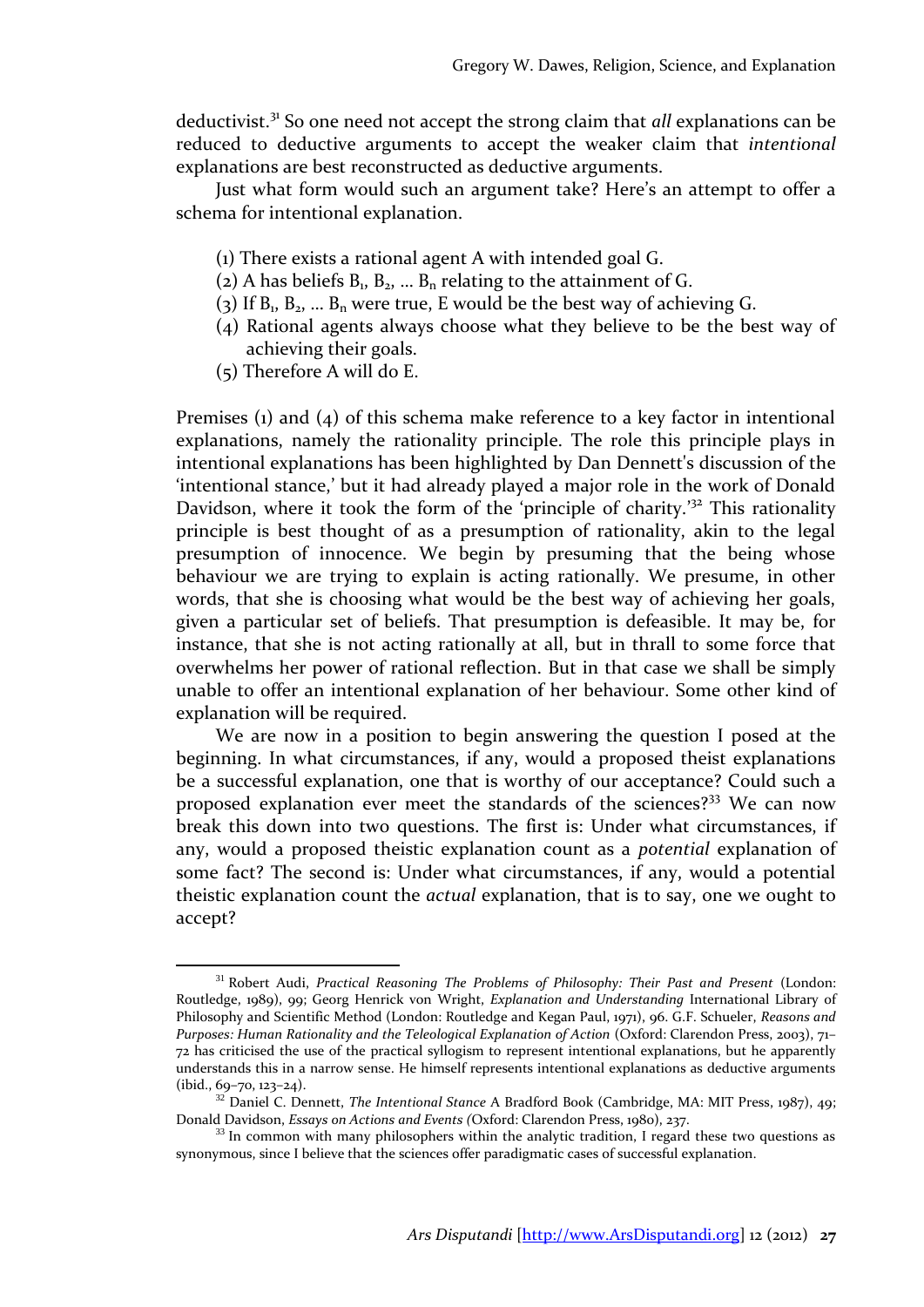deductivist.[31] So one need not accept the strong claim that *all* explanations can be reduced to deductive arguments to accept the weaker claim that *intentional* explanations are best reconstructed as deductive arguments.

Just what form would such an argument take? Here's an attempt to offer a schema for intentional explanation.

(1) There exists a rational agent A with intended goal G.
(2) A has beliefs $B_1$, $B_2$, … $B_n$ relating to the attainment of G.
(3) If $B_1$, $B_2$, … $B_n$ were true, E would be the best way of achieving G.
(4) Rational agents always choose what they believe to be the best way of achieving their goals.
(5) Therefore A will do E.

Premises (1) and (4) of this schema make reference to a key factor in intentional explanations, namely the rationality principle. The role this principle plays in intentional explanations has been highlighted by Dan Dennett's discussion of the 'intentional stance,' but it had already played a major role in the work of Donald Davidson, where it took the form of the 'principle of charity.'[32] This rationality principle is best thought of as a presumption of rationality, akin to the legal presumption of innocence. We begin by presuming that the being whose behaviour we are trying to explain is acting rationally. We presume, in other words, that she is choosing what would be the best way of achieving her goals, given a particular set of beliefs. That presumption is defeasible. It may be, for instance, that she is not acting rationally at all, but in thrall to some force that overwhelms her power of rational reflection. But in that case we shall be simply unable to offer an intentional explanation of her behaviour. Some other kind of explanation will be required.

We are now in a position to begin answering the question I posed at the beginning. In what circumstances, if any, would a proposed theist explanations be a successful explanation, one that is worthy of our acceptance? Could such a proposed explanation ever meet the standards of the sciences?[33] We can now break this down into two questions. The first is: Under what circumstances, if any, would a proposed theistic explanation count as a *potential* explanation of some fact? The second is: Under what circumstances, if any, would a potential theistic explanation count the *actual* explanation, that is to say, one we ought to accept?

---

[31] Robert Audi, *Practical Reasoning The Problems of Philosophy: Their Past and Present* (London: Routledge, 1989), 99; Georg Henrick von Wright, *Explanation and Understanding* International Library of Philosophy and Scientific Method (London: Routledge and Kegan Paul, 1971), 96. G.F. Schueler, *Reasons and Purposes: Human Rationality and the Teleological Explanation of Action* (Oxford: Clarendon Press, 2003), 71–72 has criticised the use of the practical syllogism to represent intentional explanations, but he apparently understands this in a narrow sense. He himself represents intentional explanations as deductive arguments (ibid., 69–70, 123–24).

[32] Daniel C. Dennett, *The Intentional Stance* A Bradford Book (Cambridge, MA: MIT Press, 1987), 49; Donald Davidson, *Essays on Actions and Events (*Oxford: Clarendon Press, 1980), 237.

[33] In common with many philosophers within the analytic tradition, I regard these two questions as synonymous, since I believe that the sciences offer paradigmatic cases of successful explanation.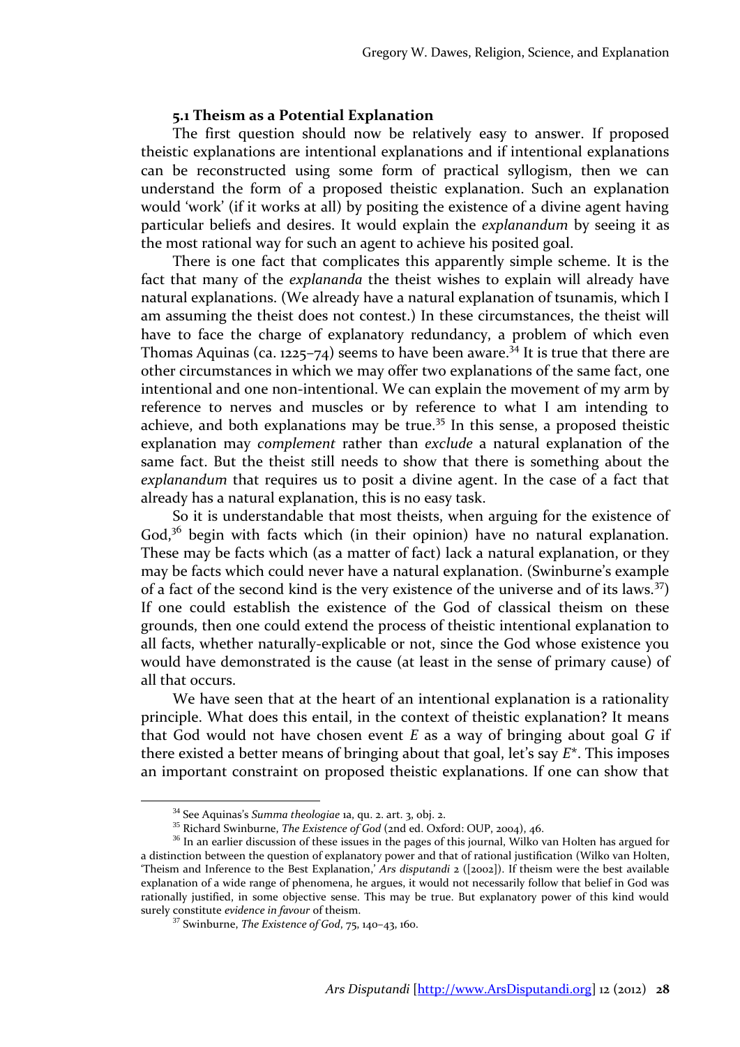### 5.1 Theism as a Potential Explanation

The first question should now be relatively easy to answer. If proposed theistic explanations are intentional explanations and if intentional explanations can be reconstructed using some form of practical syllogism, then we can understand the form of a proposed theistic explanation. Such an explanation would 'work' (if it works at all) by positing the existence of a divine agent having particular beliefs and desires. It would explain the *explanandum* by seeing it as the most rational way for such an agent to achieve his posited goal.

There is one fact that complicates this apparently simple scheme. It is the fact that many of the *explananda* the theist wishes to explain will already have natural explanations. (We already have a natural explanation of tsunamis, which I am assuming the theist does not contest.) In these circumstances, the theist will have to face the charge of explanatory redundancy, a problem of which even Thomas Aquinas (ca. 1225–74) seems to have been aware.[34] It is true that there are other circumstances in which we may offer two explanations of the same fact, one intentional and one non-intentional. We can explain the movement of my arm by reference to nerves and muscles or by reference to what I am intending to achieve, and both explanations may be true.[35] In this sense, a proposed theistic explanation may *complement* rather than *exclude* a natural explanation of the same fact. But the theist still needs to show that there is something about the *explanandum* that requires us to posit a divine agent. In the case of a fact that already has a natural explanation, this is no easy task.

So it is understandable that most theists, when arguing for the existence of God,[36] begin with facts which (in their opinion) have no natural explanation. These may be facts which (as a matter of fact) lack a natural explanation, or they may be facts which could never have a natural explanation. (Swinburne's example of a fact of the second kind is the very existence of the universe and of its laws.[37]) If one could establish the existence of the God of classical theism on these grounds, then one could extend the process of theistic intentional explanation to all facts, whether naturally-explicable or not, since the God whose existence you would have demonstrated is the cause (at least in the sense of primary cause) of all that occurs.

We have seen that at the heart of an intentional explanation is a rationality principle. What does this entail, in the context of theistic explanation? It means that God would not have chosen event *E* as a way of bringing about goal *G* if there existed a better means of bringing about that goal, let's say *E*\*. This imposes an important constraint on proposed theistic explanations. If one can show that

---

[34] See Aquinas's *Summa theologiae* 1a, qu. 2. art. 3, obj. 2.

[35] Richard Swinburne, *The Existence of God* (2nd ed. Oxford: OUP, 2004), 46.

[36] In an earlier discussion of these issues in the pages of this journal, Wilko van Holten has argued for a distinction between the question of explanatory power and that of rational justification (Wilko van Holten, 'Theism and Inference to the Best Explanation,' *Ars disputandi* 2 ([2002]). If theism were the best available explanation of a wide range of phenomena, he argues, it would not necessarily follow that belief in God was rationally justified, in some objective sense. This may be true. But explanatory power of this kind would surely constitute *evidence in favour* of theism.

[37] Swinburne, *The Existence of God*, 75, 140–43, 160.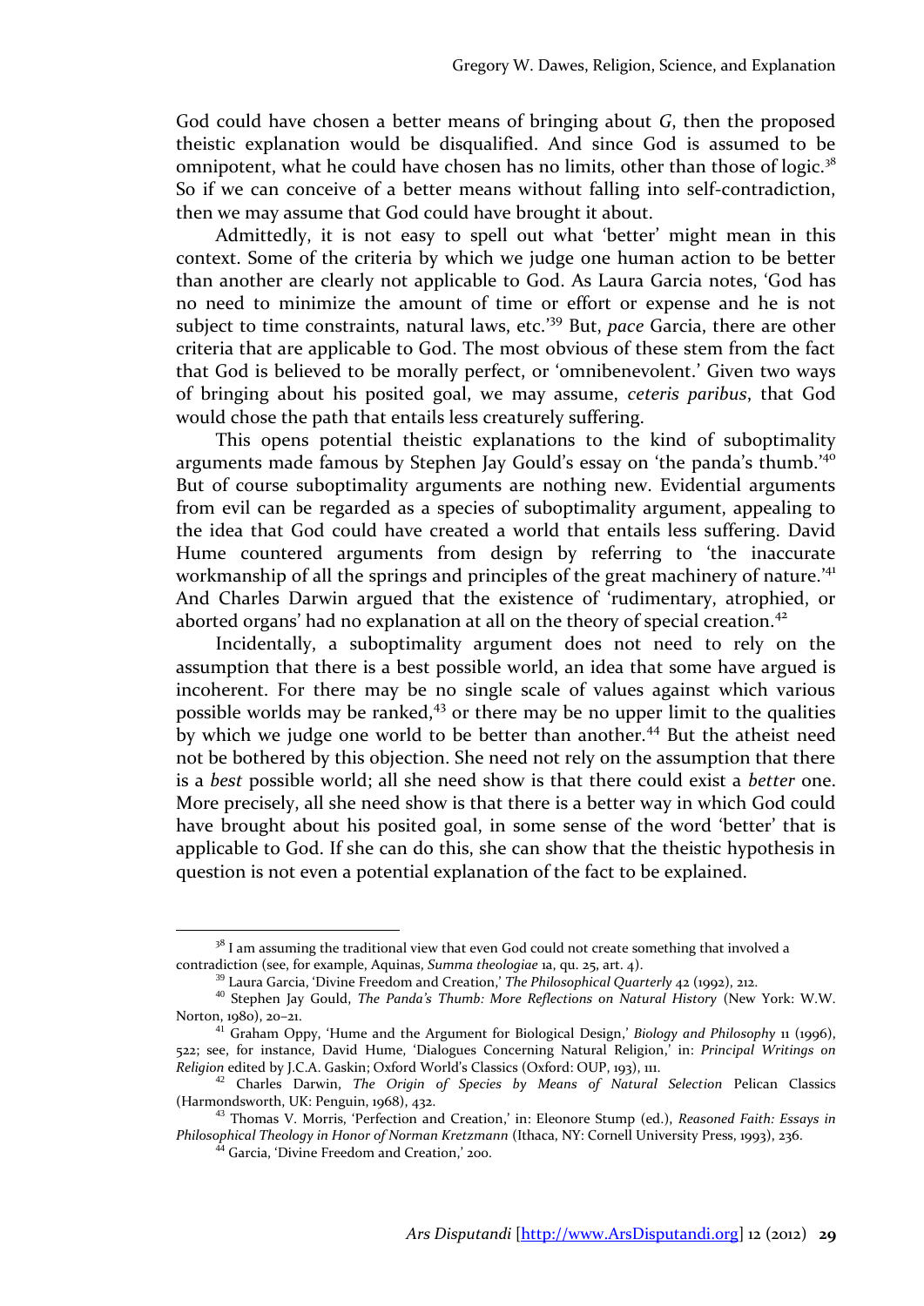God could have chosen a better means of bringing about *G*, then the proposed theistic explanation would be disqualified. And since God is assumed to be omnipotent, what he could have chosen has no limits, other than those of logic.[38] So if we can conceive of a better means without falling into self-contradiction, then we may assume that God could have brought it about.

Admittedly, it is not easy to spell out what 'better' might mean in this context. Some of the criteria by which we judge one human action to be better than another are clearly not applicable to God. As Laura Garcia notes, 'God has no need to minimize the amount of time or effort or expense and he is not subject to time constraints, natural laws, etc.'[39] But, *pace* Garcia, there are other criteria that are applicable to God. The most obvious of these stem from the fact that God is believed to be morally perfect, or 'omnibenevolent.' Given two ways of bringing about his posited goal, we may assume, *ceteris paribus*, that God would chose the path that entails less creaturely suffering.

This opens potential theistic explanations to the kind of suboptimality arguments made famous by Stephen Jay Gould's essay on 'the panda's thumb.'[40] But of course suboptimality arguments are nothing new. Evidential arguments from evil can be regarded as a species of suboptimality argument, appealing to the idea that God could have created a world that entails less suffering. David Hume countered arguments from design by referring to 'the inaccurate workmanship of all the springs and principles of the great machinery of nature.'[41] And Charles Darwin argued that the existence of 'rudimentary, atrophied, or aborted organs' had no explanation at all on the theory of special creation.[42]

Incidentally, a suboptimality argument does not need to rely on the assumption that there is a best possible world, an idea that some have argued is incoherent. For there may be no single scale of values against which various possible worlds may be ranked,[43] or there may be no upper limit to the qualities by which we judge one world to be better than another.[44] But the atheist need not be bothered by this objection. She need not rely on the assumption that there is a *best* possible world; all she need show is that there could exist a *better* one. More precisely, all she need show is that there is a better way in which God could have brought about his posited goal, in some sense of the word 'better' that is applicable to God. If she can do this, she can show that the theistic hypothesis in question is not even a potential explanation of the fact to be explained.

---

[38] I am assuming the traditional view that even God could not create something that involved a contradiction (see, for example, Aquinas, *Summa theologiae* 1a, qu. 25, art. 4).

[39] Laura Garcia, 'Divine Freedom and Creation,' *The Philosophical Quarterly* 42 (1992), 212.

[40] Stephen Jay Gould, *The Panda's Thumb: More Reflections on Natural History* (New York: W.W. Norton, 1980), 20–21.

[41] Graham Oppy, 'Hume and the Argument for Biological Design,' *Biology and Philosophy* 11 (1996), 522; see, for instance, David Hume, 'Dialogues Concerning Natural Religion,' in: *Principal Writings on Religion* edited by J.C.A. Gaskin; Oxford World's Classics (Oxford: OUP, 193), 111.

[42] Charles Darwin, *The Origin of Species by Means of Natural Selection* Pelican Classics (Harmondsworth, UK: Penguin, 1968), 432.

[43] Thomas V. Morris, 'Perfection and Creation,' in: Eleonore Stump (ed.), *Reasoned Faith: Essays in Philosophical Theology in Honor of Norman Kretzmann* (Ithaca, NY: Cornell University Press, 1993), 236.

[44] Garcia, 'Divine Freedom and Creation,' 200.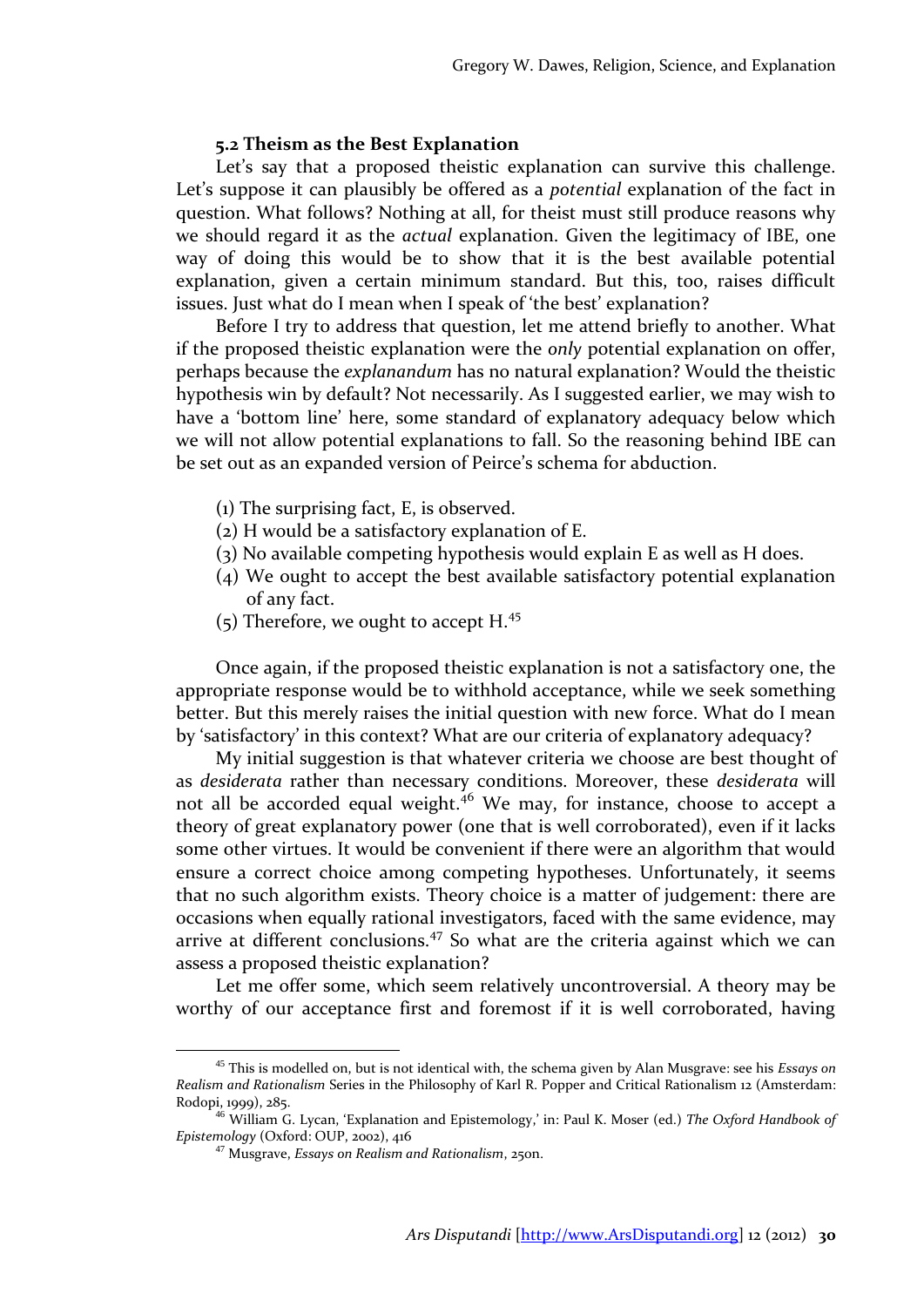### 5.2 Theism as the Best Explanation

Let's say that a proposed theistic explanation can survive this challenge. Let's suppose it can plausibly be offered as a *potential* explanation of the fact in question. What follows? Nothing at all, for theist must still produce reasons why we should regard it as the *actual* explanation. Given the legitimacy of IBE, one way of doing this would be to show that it is the best available potential explanation, given a certain minimum standard. But this, too, raises difficult issues. Just what do I mean when I speak of 'the best' explanation?

Before I try to address that question, let me attend briefly to another. What if the proposed theistic explanation were the *only* potential explanation on offer, perhaps because the *explanandum* has no natural explanation? Would the theistic hypothesis win by default? Not necessarily. As I suggested earlier, we may wish to have a 'bottom line' here, some standard of explanatory adequacy below which we will not allow potential explanations to fall. So the reasoning behind IBE can be set out as an expanded version of Peirce's schema for abduction.

(1) The surprising fact, E, is observed.
(2) H would be a satisfactory explanation of E.
(3) No available competing hypothesis would explain E as well as H does.
(4) We ought to accept the best available satisfactory potential explanation of any fact.
(5) Therefore, we ought to accept H.[45]

Once again, if the proposed theistic explanation is not a satisfactory one, the appropriate response would be to withhold acceptance, while we seek something better. But this merely raises the initial question with new force. What do I mean by 'satisfactory' in this context? What are our criteria of explanatory adequacy?

My initial suggestion is that whatever criteria we choose are best thought of as *desiderata* rather than necessary conditions. Moreover, these *desiderata* will not all be accorded equal weight.[46] We may, for instance, choose to accept a theory of great explanatory power (one that is well corroborated), even if it lacks some other virtues. It would be convenient if there were an algorithm that would ensure a correct choice among competing hypotheses. Unfortunately, it seems that no such algorithm exists. Theory choice is a matter of judgement: there are occasions when equally rational investigators, faced with the same evidence, may arrive at different conclusions.[47] So what are the criteria against which we can assess a proposed theistic explanation?

Let me offer some, which seem relatively uncontroversial. A theory may be worthy of our acceptance first and foremost if it is well corroborated, having

---

[45] This is modelled on, but is not identical with, the schema given by Alan Musgrave: see his *Essays on Realism and Rationalism* Series in the Philosophy of Karl R. Popper and Critical Rationalism 12 (Amsterdam: Rodopi, 1999), 285.

[46] William G. Lycan, 'Explanation and Epistemology,' in: Paul K. Moser (ed.) *The Oxford Handbook of Epistemology* (Oxford: OUP, 2002), 416

[47] Musgrave, *Essays on Realism and Rationalism*, 250n.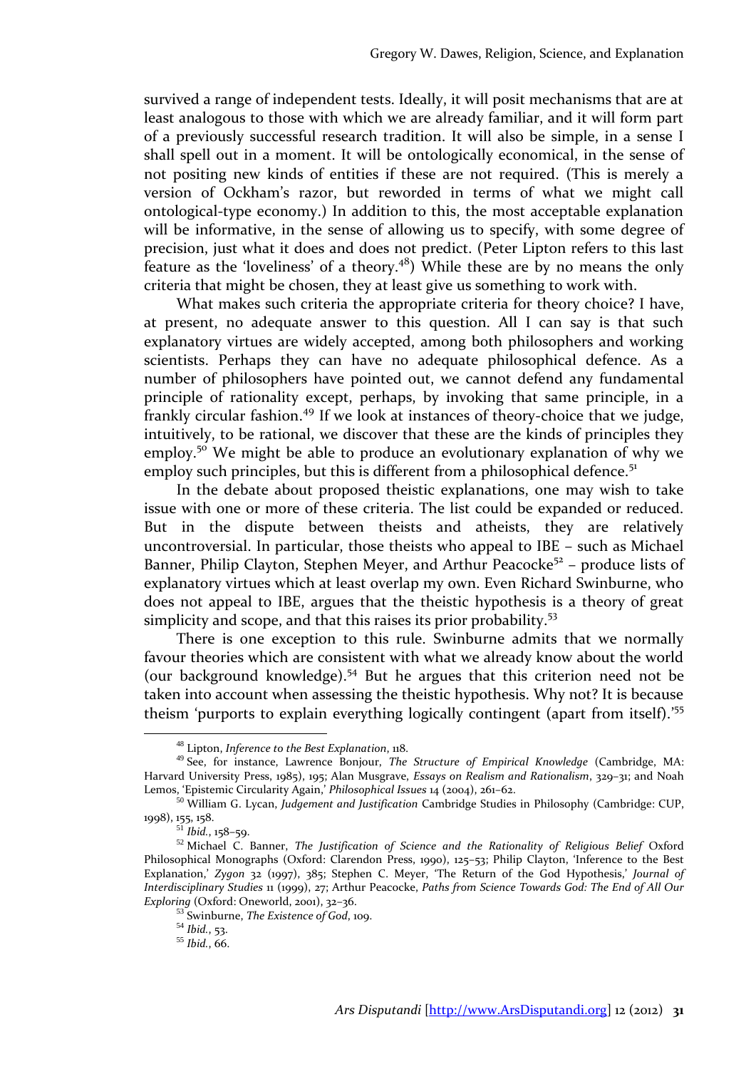survived a range of independent tests. Ideally, it will posit mechanisms that are at least analogous to those with which we are already familiar, and it will form part of a previously successful research tradition. It will also be simple, in a sense I shall spell out in a moment. It will be ontologically economical, in the sense of not positing new kinds of entities if these are not required. (This is merely a version of Ockham's razor, but reworded in terms of what we might call ontological-type economy.) In addition to this, the most acceptable explanation will be informative, in the sense of allowing us to specify, with some degree of precision, just what it does and does not predict. (Peter Lipton refers to this last feature as the 'loveliness' of a theory.[48]) While these are by no means the only criteria that might be chosen, they at least give us something to work with.

What makes such criteria the appropriate criteria for theory choice? I have, at present, no adequate answer to this question. All I can say is that such explanatory virtues are widely accepted, among both philosophers and working scientists. Perhaps they can have no adequate philosophical defence. As a number of philosophers have pointed out, we cannot defend any fundamental principle of rationality except, perhaps, by invoking that same principle, in a frankly circular fashion.[49] If we look at instances of theory-choice that we judge, intuitively, to be rational, we discover that these are the kinds of principles they employ.[50] We might be able to produce an evolutionary explanation of why we employ such principles, but this is different from a philosophical defence.[51]

In the debate about proposed theistic explanations, one may wish to take issue with one or more of these criteria. The list could be expanded or reduced. But in the dispute between theists and atheists, they are relatively uncontroversial. In particular, those theists who appeal to IBE – such as Michael Banner, Philip Clayton, Stephen Meyer, and Arthur Peacocke[52] – produce lists of explanatory virtues which at least overlap my own. Even Richard Swinburne, who does not appeal to IBE, argues that the theistic hypothesis is a theory of great simplicity and scope, and that this raises its prior probability.[53]

There is one exception to this rule. Swinburne admits that we normally favour theories which are consistent with what we already know about the world (our background knowledge).[54] But he argues that this criterion need not be taken into account when assessing the theistic hypothesis. Why not? It is because theism 'purports to explain everything logically contingent (apart from itself).'[55]

---

[48] Lipton, *Inference to the Best Explanation*, 118.

[49] See, for instance, Lawrence Bonjour, *The Structure of Empirical Knowledge* (Cambridge, MA: Harvard University Press, 1985), 195; Alan Musgrave, *Essays on Realism and Rationalism*, 329–31; and Noah Lemos, 'Epistemic Circularity Again,' *Philosophical Issues* 14 (2004), 261–62.

[50] William G. Lycan, *Judgement and Justification* Cambridge Studies in Philosophy (Cambridge: CUP, 1998), 155, 158.

[51] *Ibid.*, 158–59.

[52] Michael C. Banner, *The Justification of Science and the Rationality of Religious Belief* Oxford Philosophical Monographs (Oxford: Clarendon Press, 1990), 125–53; Philip Clayton, 'Inference to the Best Explanation,' *Zygon* 32 (1997), 385; Stephen C. Meyer, 'The Return of the God Hypothesis,' *Journal of Interdisciplinary Studies* 11 (1999), 27; Arthur Peacocke, *Paths from Science Towards God: The End of All Our Exploring* (Oxford: Oneworld, 2001), 32–36.

[53] Swinburne, *The Existence of God*, 109.

[54] *Ibid.*, 53.

[55] *Ibid.*, 66.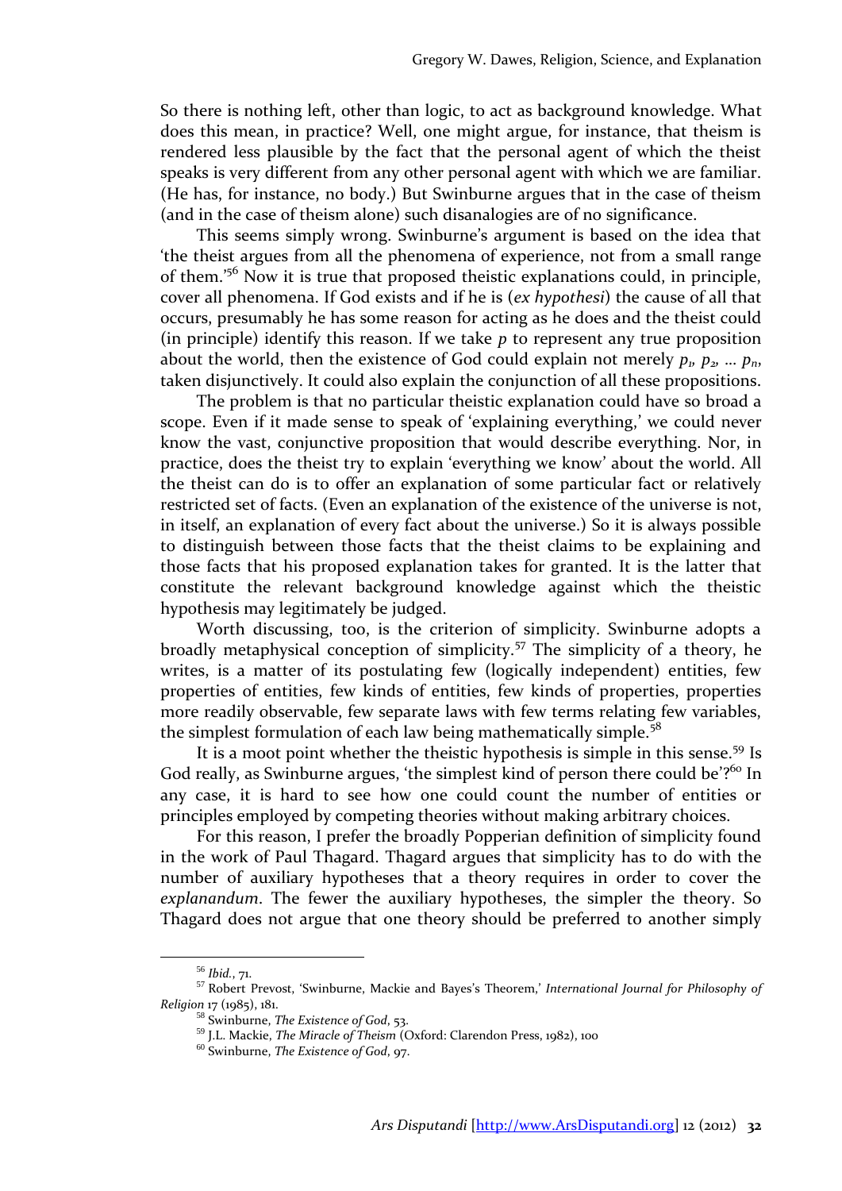So there is nothing left, other than logic, to act as background knowledge. What does this mean, in practice? Well, one might argue, for instance, that theism is rendered less plausible by the fact that the personal agent of which the theist speaks is very different from any other personal agent with which we are familiar. (He has, for instance, no body.) But Swinburne argues that in the case of theism (and in the case of theism alone) such disanalogies are of no significance.

This seems simply wrong. Swinburne's argument is based on the idea that 'the theist argues from all the phenomena of experience, not from a small range of them.'[56] Now it is true that proposed theistic explanations could, in principle, cover all phenomena. If God exists and if he is (*ex hypothesi*) the cause of all that occurs, presumably he has some reason for acting as he does and the theist could (in principle) identify this reason. If we take $p$ to represent any true proposition about the world, then the existence of God could explain not merely $p_1$, $p_2$, … $p_n$, taken disjunctively. It could also explain the conjunction of all these propositions.

The problem is that no particular theistic explanation could have so broad a scope. Even if it made sense to speak of 'explaining everything,' we could never know the vast, conjunctive proposition that would describe everything. Nor, in practice, does the theist try to explain 'everything we know' about the world. All the theist can do is to offer an explanation of some particular fact or relatively restricted set of facts. (Even an explanation of the existence of the universe is not, in itself, an explanation of every fact about the universe.) So it is always possible to distinguish between those facts that the theist claims to be explaining and those facts that his proposed explanation takes for granted. It is the latter that constitute the relevant background knowledge against which the theistic hypothesis may legitimately be judged.

Worth discussing, too, is the criterion of simplicity. Swinburne adopts a broadly metaphysical conception of simplicity.[57] The simplicity of a theory, he writes, is a matter of its postulating few (logically independent) entities, few properties of entities, few kinds of entities, few kinds of properties, properties more readily observable, few separate laws with few terms relating few variables, the simplest formulation of each law being mathematically simple.[58]

It is a moot point whether the theistic hypothesis is simple in this sense.[59] Is God really, as Swinburne argues, 'the simplest kind of person there could be'?[60] In any case, it is hard to see how one could count the number of entities or principles employed by competing theories without making arbitrary choices.

For this reason, I prefer the broadly Popperian definition of simplicity found in the work of Paul Thagard. Thagard argues that simplicity has to do with the number of auxiliary hypotheses that a theory requires in order to cover the *explanandum*. The fewer the auxiliary hypotheses, the simpler the theory. So Thagard does not argue that one theory should be preferred to another simply

---

[56] *Ibid.*, 71.

[57] Robert Prevost, 'Swinburne, Mackie and Bayes's Theorem,' *International Journal for Philosophy of Religion* 17 (1985), 181.

[58] Swinburne, *The Existence of God*, 53.

[59] J.L. Mackie, *The Miracle of Theism* (Oxford: Clarendon Press, 1982), 100

[60] Swinburne, *The Existence of God*, 97.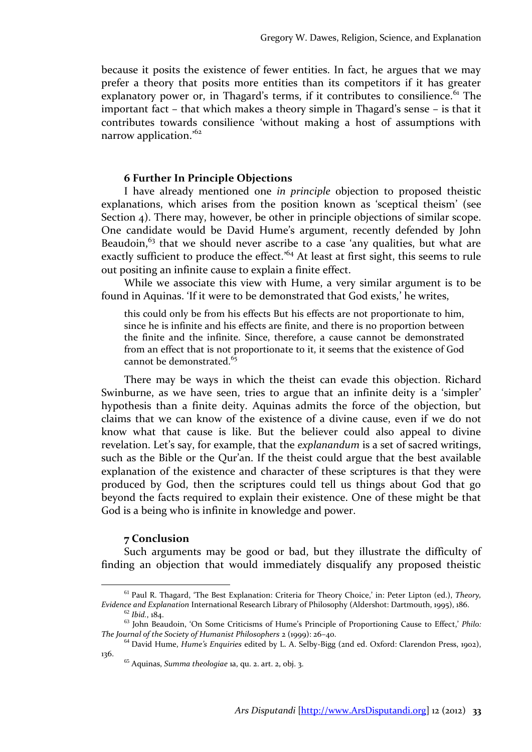because it posits the existence of fewer entities. In fact, he argues that we may prefer a theory that posits more entities than its competitors if it has greater explanatory power or, in Thagard's terms, if it contributes to consilience.[61] The important fact – that which makes a theory simple in Thagard's sense – is that it contributes towards consilience 'without making a host of assumptions with narrow application.'[62]

### 6 Further In Principle Objections

I have already mentioned one *in principle* objection to proposed theistic explanations, which arises from the position known as 'sceptical theism' (see Section 4). There may, however, be other in principle objections of similar scope. One candidate would be David Hume's argument, recently defended by John Beaudoin,[63] that we should never ascribe to a case 'any qualities, but what are exactly sufficient to produce the effect.'[64] At least at first sight, this seems to rule out positing an infinite cause to explain a finite effect.

While we associate this view with Hume, a very similar argument is to be found in Aquinas. 'If it were to be demonstrated that God exists,' he writes,

> this could only be from his effects But his effects are not proportionate to him, since he is infinite and his effects are finite, and there is no proportion between the finite and the infinite. Since, therefore, a cause cannot be demonstrated from an effect that is not proportionate to it, it seems that the existence of God cannot be demonstrated.[65]

There may be ways in which the theist can evade this objection. Richard Swinburne, as we have seen, tries to argue that an infinite deity is a 'simpler' hypothesis than a finite deity. Aquinas admits the force of the objection, but claims that we can know of the existence of a divine cause, even if we do not know what that cause is like. But the believer could also appeal to divine revelation. Let's say, for example, that the *explanandum* is a set of sacred writings, such as the Bible or the Qur'an. If the theist could argue that the best available explanation of the existence and character of these scriptures is that they were produced by God, then the scriptures could tell us things about God that go beyond the facts required to explain their existence. One of these might be that God is a being who is infinite in knowledge and power.

### 7 Conclusion

Such arguments may be good or bad, but they illustrate the difficulty of finding an objection that would immediately disqualify any proposed theistic

---

[61] Paul R. Thagard, 'The Best Explanation: Criteria for Theory Choice,' in: Peter Lipton (ed.), *Theory, Evidence and Explanation* International Research Library of Philosophy (Aldershot: Dartmouth, 1995), 186.

[62] *Ibid.*, 184.

[63] John Beaudoin, 'On Some Criticisms of Hume's Principle of Proportioning Cause to Effect,' *Philo: The Journal of the Society of Humanist Philosophers* 2 (1999): 26–40.

[64] David Hume, *Hume's Enquiries* edited by L. A. Selby-Bigg (2nd ed. Oxford: Clarendon Press, 1902), 136.

[65] Aquinas, *Summa theologiae* 1a, qu. 2. art. 2, obj. 3.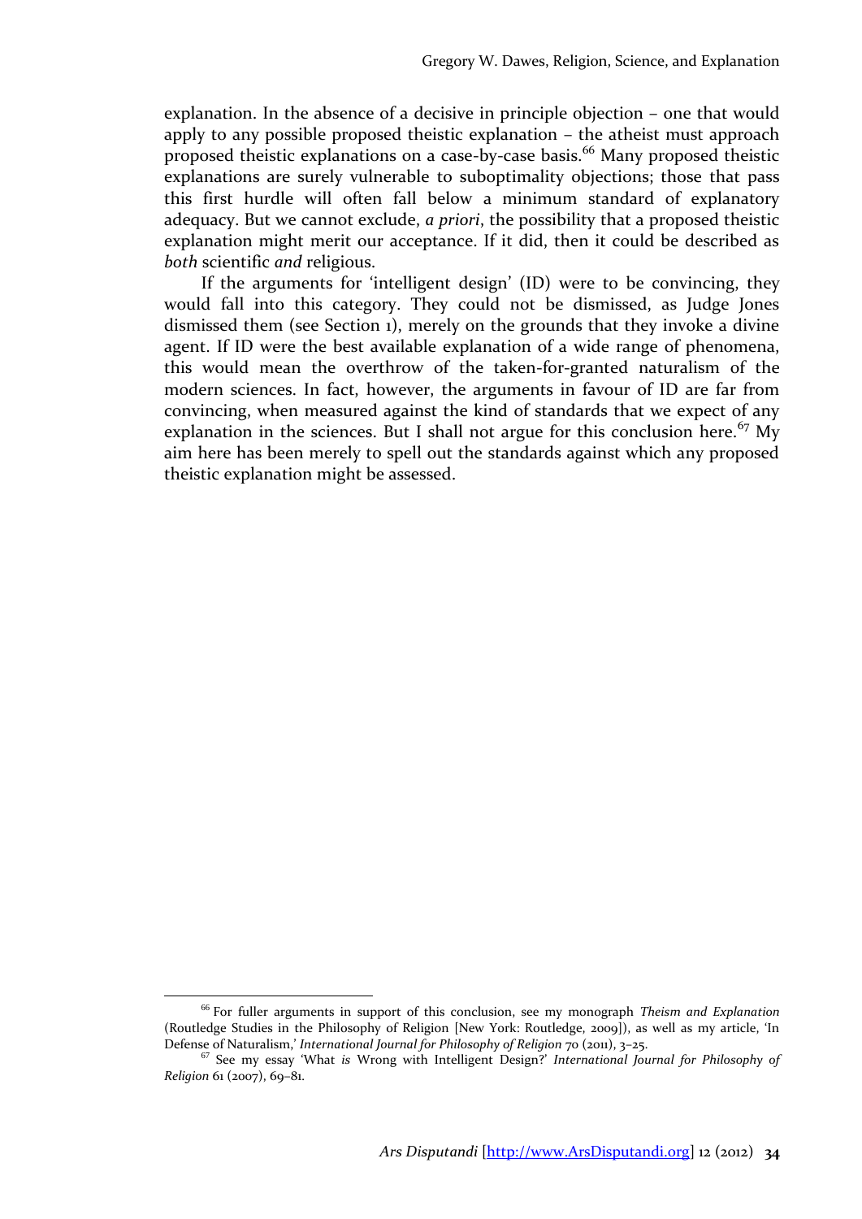explanation. In the absence of a decisive in principle objection – one that would apply to any possible proposed theistic explanation – the atheist must approach proposed theistic explanations on a case-by-case basis.[66] Many proposed theistic explanations are surely vulnerable to suboptimality objections; those that pass this first hurdle will often fall below a minimum standard of explanatory adequacy. But we cannot exclude, *a priori*, the possibility that a proposed theistic explanation might merit our acceptance. If it did, then it could be described as *both* scientific *and* religious.

If the arguments for 'intelligent design' (ID) were to be convincing, they would fall into this category. They could not be dismissed, as Judge Jones dismissed them (see Section 1), merely on the grounds that they invoke a divine agent. If ID were the best available explanation of a wide range of phenomena, this would mean the overthrow of the taken-for-granted naturalism of the modern sciences. In fact, however, the arguments in favour of ID are far from convincing, when measured against the kind of standards that we expect of any explanation in the sciences. But I shall not argue for this conclusion here.[67] My aim here has been merely to spell out the standards against which any proposed theistic explanation might be assessed.

---

[66] For fuller arguments in support of this conclusion, see my monograph *Theism and Explanation* (Routledge Studies in the Philosophy of Religion [New York: Routledge, 2009]), as well as my article, 'In Defense of Naturalism,' *International Journal for Philosophy of Religion* 70 (2011), 3–25.

[67] See my essay 'What *is* Wrong with Intelligent Design?' *International Journal for Philosophy of Religion* 61 (2007), 69–81.